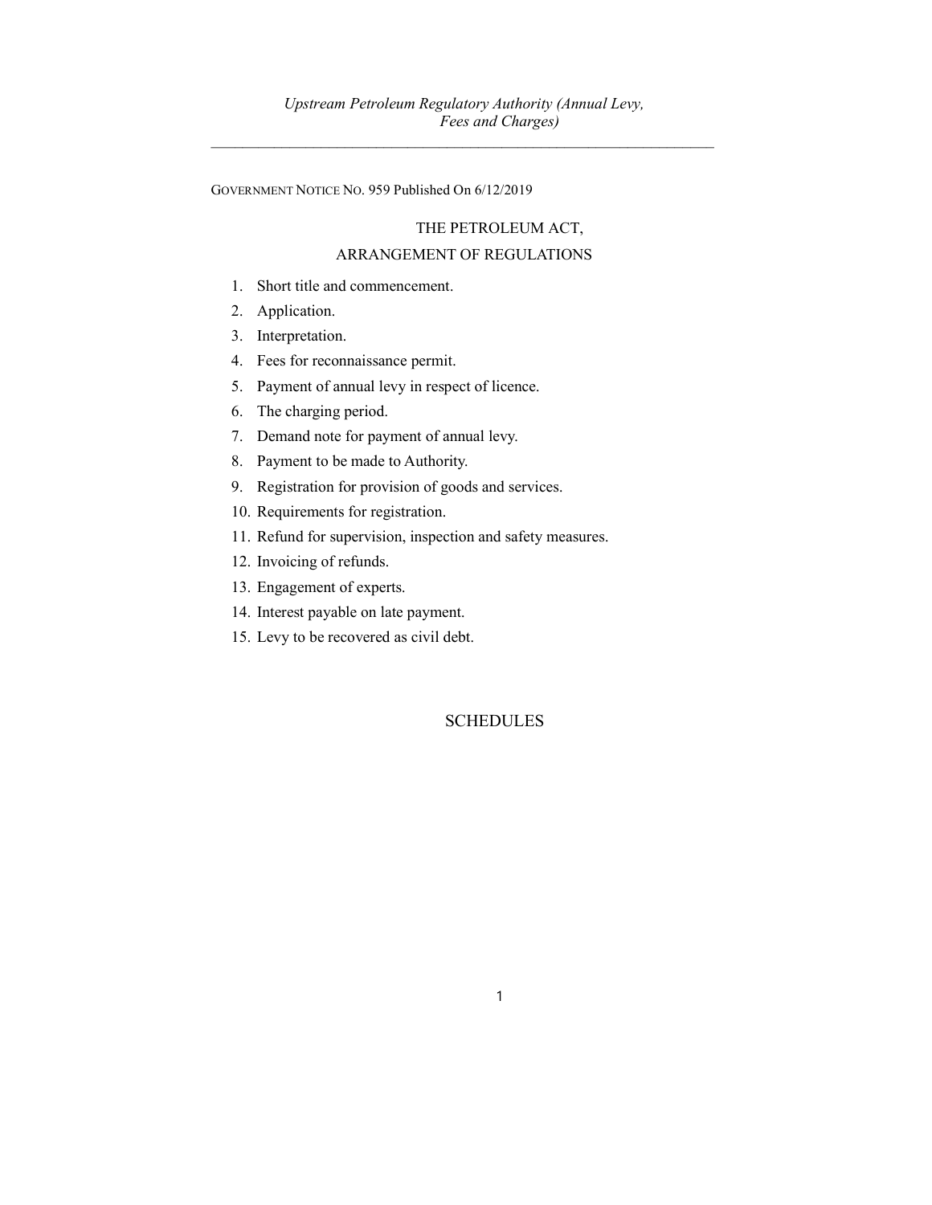GOVERNMENT NOTICE NO. 959 Published On 6/12/2019

## THE PETROLEUM ACT,

## ARRANGEMENT OF REGULATIONS

1. Short title and commencement.
2. Application.
3. Interpretation.
4. Fees for reconnaissance permit.
5. Payment of annual levy in respect of licence.
6. The charging period.
7. Demand note for payment of annual levy.
8. Payment to be made to Authority.
9. Registration for provision of goods and services.
10. Requirements for registration.
11. Refund for supervision, inspection and safety measures.
12. Invoicing of refunds.
13. Engagement of experts.
14. Interest payable on late payment.
15. Levy to be recovered as civil debt.

## SCHEDULES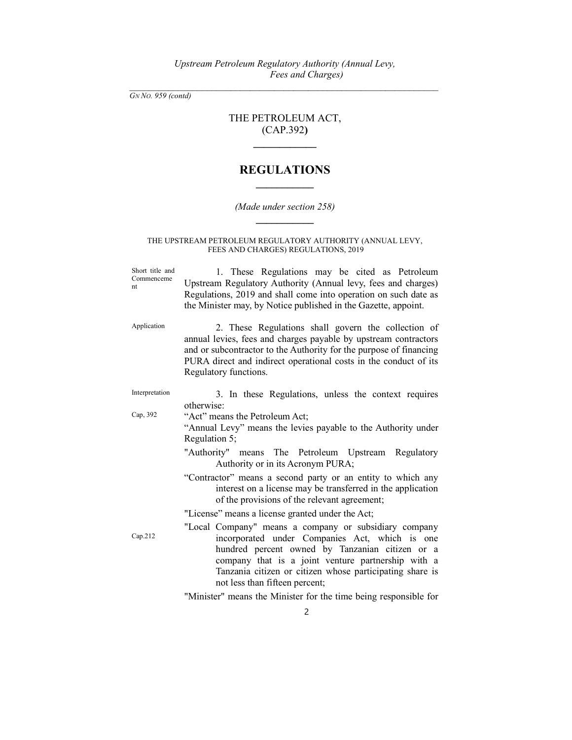*GN No. 959 (contd)*

# THE PETROLEUM ACT,
# (CAP.392)

## REGULATIONS

*(Made under section 258)*

THE UPSTREAM PETROLEUM REGULATORY AUTHORITY (ANNUAL LEVY, FEES AND CHARGES) REGULATIONS, 2019

Short title and Commencement

1. These Regulations may be cited as Petroleum Upstream Regulatory Authority (Annual levy, fees and charges) Regulations, 2019 and shall come into operation on such date as the Minister may, by Notice published in the Gazette, appoint.

Application

2. These Regulations shall govern the collection of annual levies, fees and charges payable by upstream contractors and or subcontractor to the Authority for the purpose of financing PURA direct and indirect operational costs in the conduct of its Regulatory functions.

Interpretation

3. In these Regulations, unless the context requires otherwise:

Cap, 392

"Act" means the Petroleum Act;

"Annual Levy" means the levies payable to the Authority under Regulation 5;

"Authority" means The Petroleum Upstream Regulatory Authority or in its Acronym PURA;

"Contractor" means a second party or an entity to which any interest on a license may be transferred in the application of the provisions of the relevant agreement;

"License" means a license granted under the Act;

Cap.212

"Local Company" means a company or subsidiary company incorporated under Companies Act, which is one hundred percent owned by Tanzanian citizen or a company that is a joint venture partnership with a Tanzania citizen or citizen whose participating share is not less than fifteen percent;

"Minister" means the Minister for the time being responsible for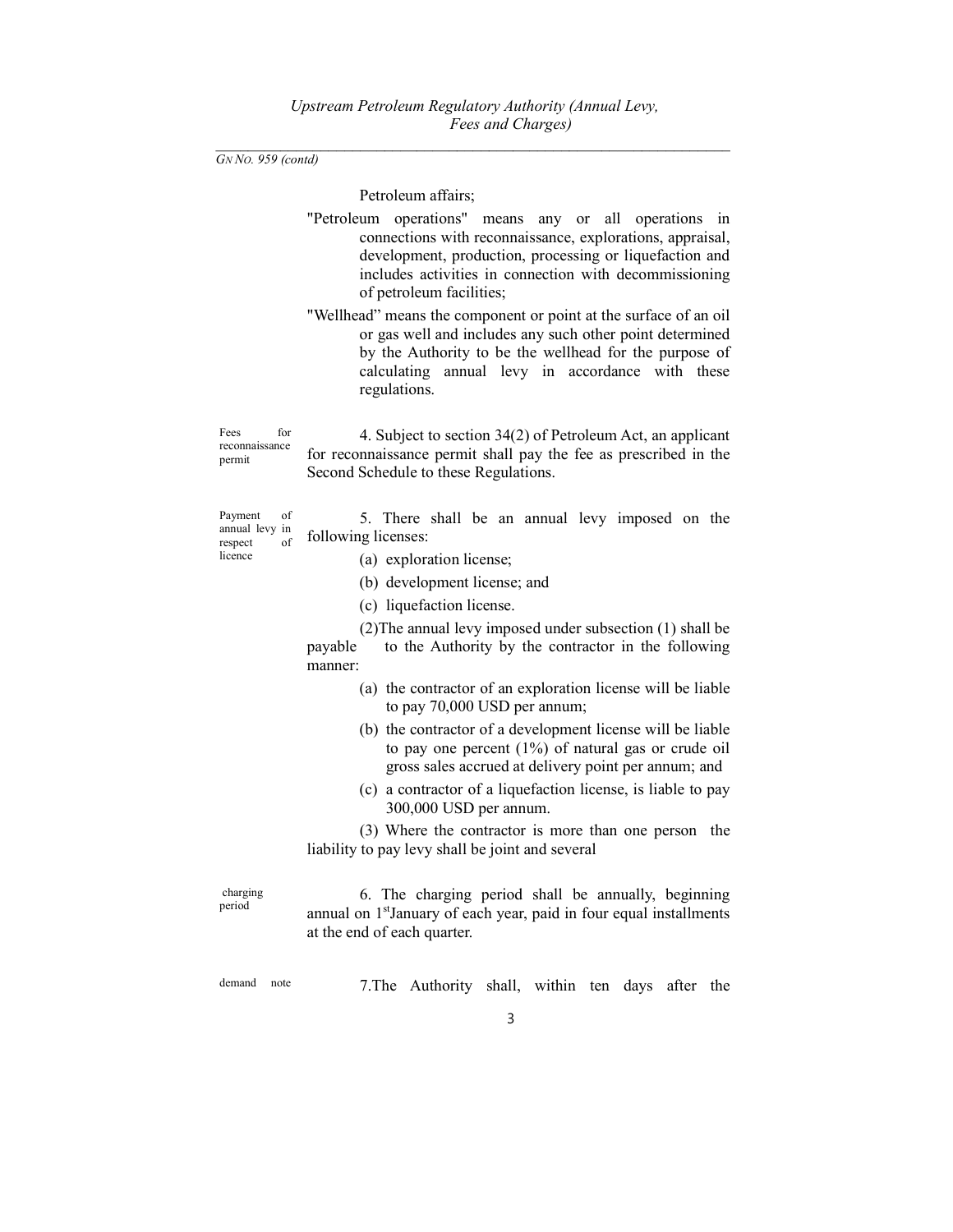*GN NO. 959 (contd)*

Petroleum affairs;

"Petroleum operations" means any or all operations in connections with reconnaissance, explorations, appraisal, development, production, processing or liquefaction and includes activities in connection with decommissioning of petroleum facilities;

"Wellhead" means the component or point at the surface of an oil or gas well and includes any such other point determined by the Authority to be the wellhead for the purpose of calculating annual levy in accordance with these regulations.

Fees for reconnaissance permit

4. Subject to section 34(2) of Petroleum Act, an applicant for reconnaissance permit shall pay the fee as prescribed in the Second Schedule to these Regulations.

Payment of annual levy in respect of licence

5. There shall be an annual levy imposed on the following licenses:

(a) exploration license;

(b) development license; and

(c) liquefaction license.

(2)The annual levy imposed under subsection (1) shall be payable to the Authority by the contractor in the following manner:

(a) the contractor of an exploration license will be liable to pay 70,000 USD per annum;

(b) the contractor of a development license will be liable to pay one percent (1%) of natural gas or crude oil gross sales accrued at delivery point per annum; and

(c) a contractor of a liquefaction license, is liable to pay 300,000 USD per annum.

(3) Where the contractor is more than one person the liability to pay levy shall be joint and several

charging period

6. The charging period shall be annually, beginning annual on 1st January of each year, paid in four equal installments at the end of each quarter.

demand note

7.The Authority shall, within ten days after the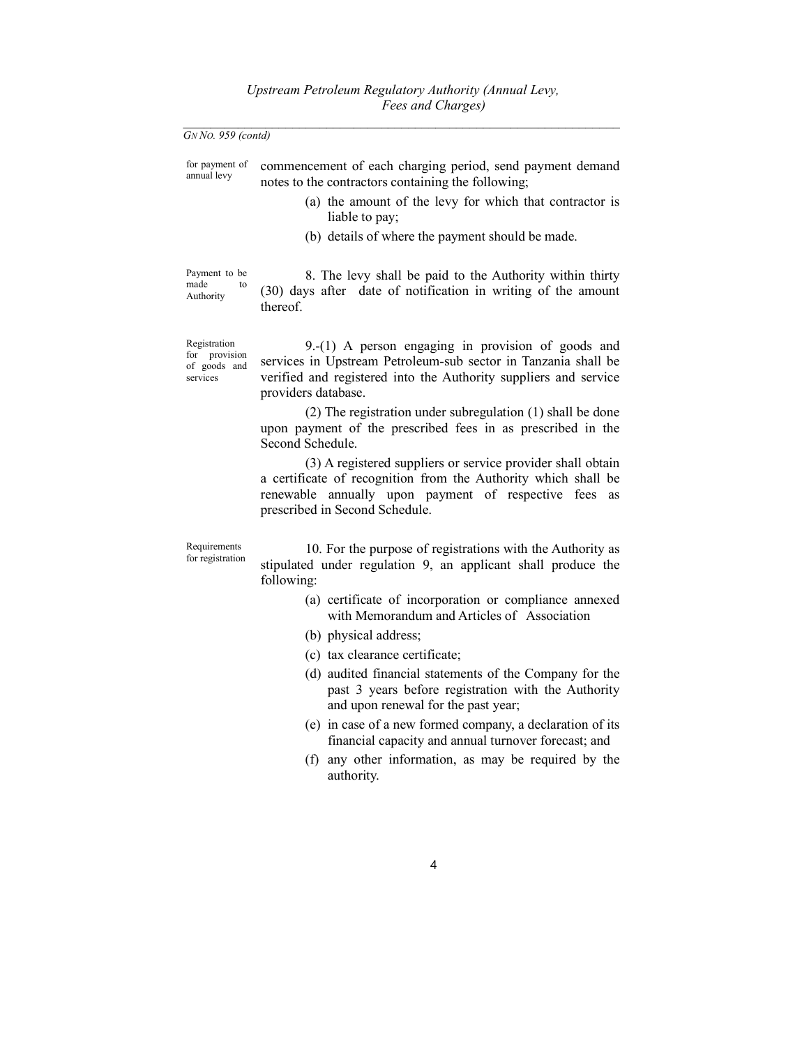*GN NO. 959 (contd)*

for payment of annual levy

commencement of each charging period, send payment demand notes to the contractors containing the following;

(a) the amount of the levy for which that contractor is liable to pay;

(b) details of where the payment should be made.

Payment to be made to Authority

8. The levy shall be paid to the Authority within thirty (30) days after date of notification in writing of the amount thereof.

Registration for provision of goods and services

9.-(1) A person engaging in provision of goods and services in Upstream Petroleum-sub sector in Tanzania shall be verified and registered into the Authority suppliers and service providers database.

(2) The registration under subregulation (1) shall be done upon payment of the prescribed fees in as prescribed in the Second Schedule.

(3) A registered suppliers or service provider shall obtain a certificate of recognition from the Authority which shall be renewable annually upon payment of respective fees as prescribed in Second Schedule.

Requirements for registration

10. For the purpose of registrations with the Authority as stipulated under regulation 9, an applicant shall produce the following:

(a) certificate of incorporation or compliance annexed with Memorandum and Articles of Association

(b) physical address;

(c) tax clearance certificate;

(d) audited financial statements of the Company for the past 3 years before registration with the Authority and upon renewal for the past year;

(e) in case of a new formed company, a declaration of its financial capacity and annual turnover forecast; and

(f) any other information, as may be required by the authority.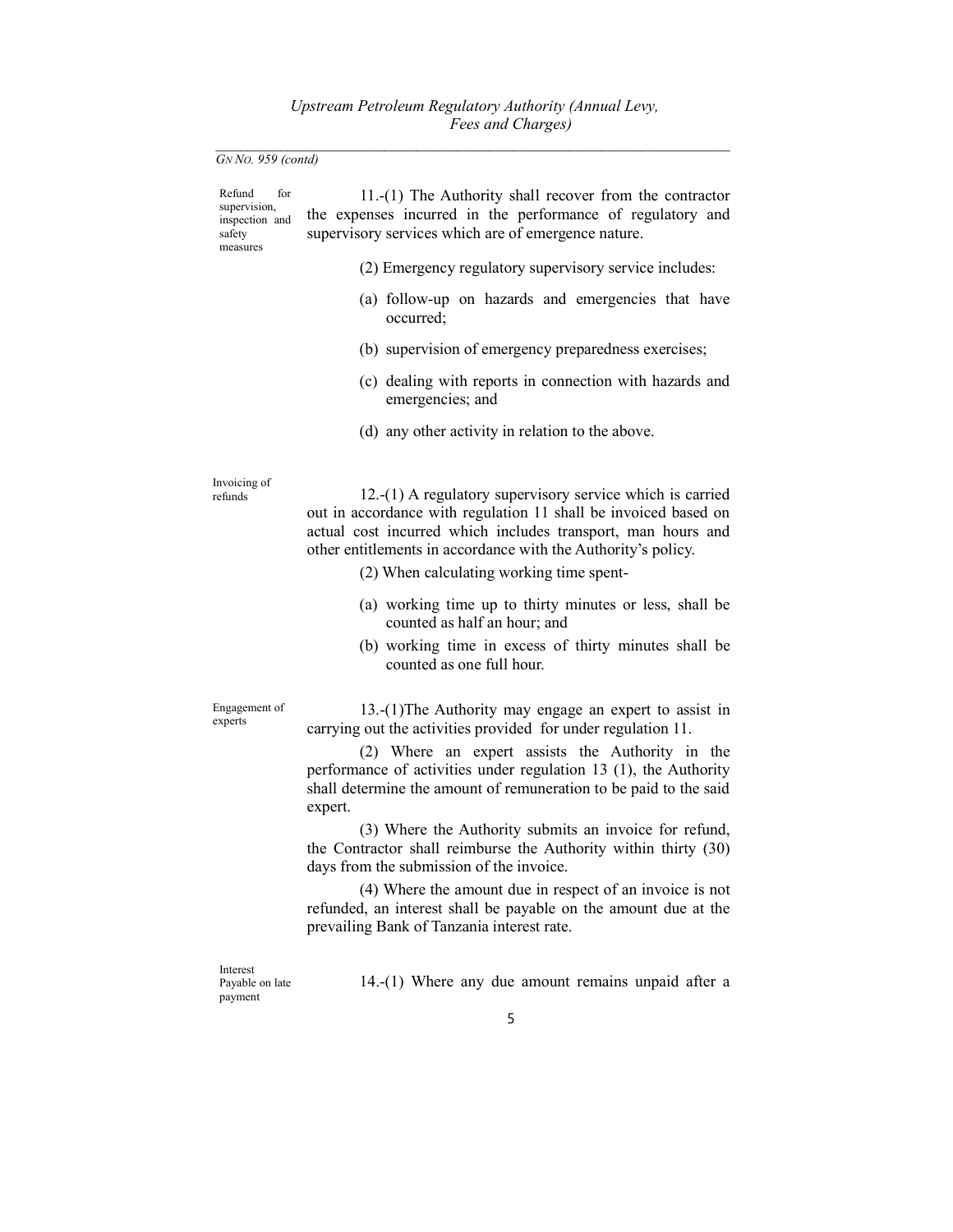*GN NO. 959 (contd)*

Refund for supervision, inspection and safety measures

11.-(1) The Authority shall recover from the contractor the expenses incurred in the performance of regulatory and supervisory services which are of emergence nature.

(2) Emergency regulatory supervisory service includes:

(a) follow-up on hazards and emergencies that have occurred;

(b) supervision of emergency preparedness exercises;

(c) dealing with reports in connection with hazards and emergencies; and

(d) any other activity in relation to the above.

Invoicing of refunds

12.-(1) A regulatory supervisory service which is carried out in accordance with regulation 11 shall be invoiced based on actual cost incurred which includes transport, man hours and other entitlements in accordance with the Authority's policy.

(2) When calculating working time spent-

(a) working time up to thirty minutes or less, shall be counted as half an hour; and

(b) working time in excess of thirty minutes shall be counted as one full hour.

Engagement of experts

13.-(1)The Authority may engage an expert to assist in carrying out the activities provided for under regulation 11.

(2) Where an expert assists the Authority in the performance of activities under regulation 13 (1), the Authority shall determine the amount of remuneration to be paid to the said expert.

(3) Where the Authority submits an invoice for refund, the Contractor shall reimburse the Authority within thirty (30) days from the submission of the invoice.

(4) Where the amount due in respect of an invoice is not refunded, an interest shall be payable on the amount due at the prevailing Bank of Tanzania interest rate.

Interest Payable on late payment

14.-(1) Where any due amount remains unpaid after a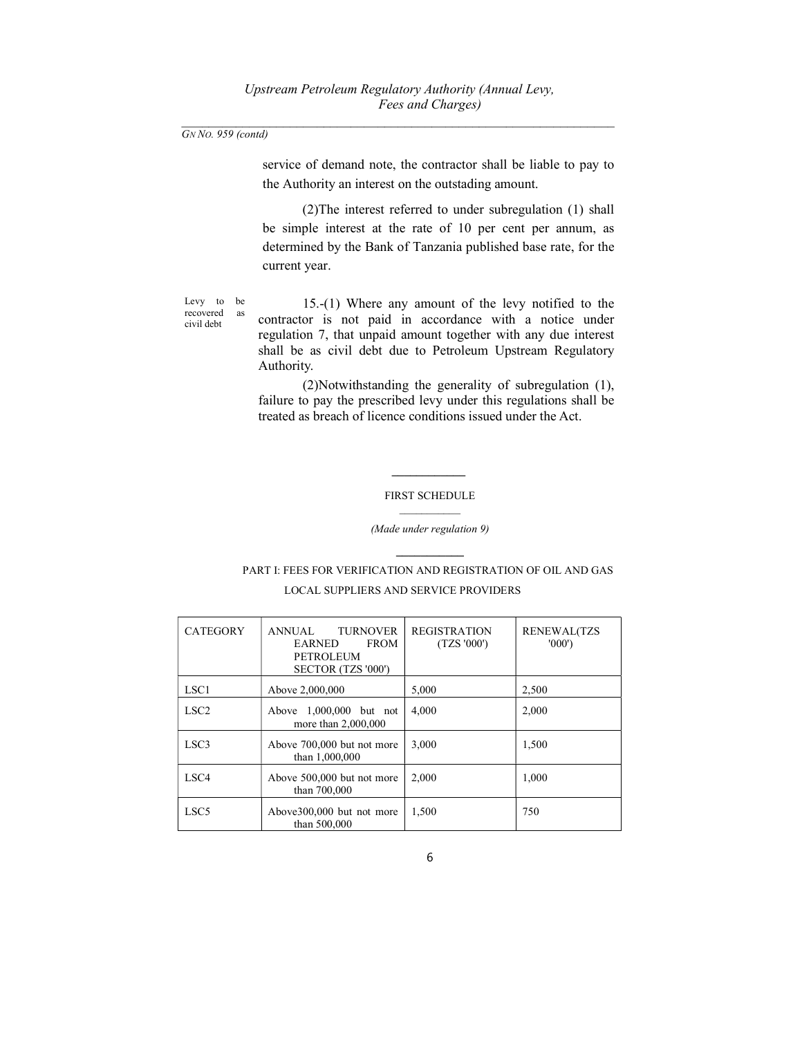service of demand note, the contractor shall be liable to pay to the Authority an interest on the outstading amount.

(2)The interest referred to under subregulation (1) shall be simple interest at the rate of 10 per cent per annum, as determined by the Bank of Tanzania published base rate, for the current year.

Levy to be recovered as civil debt

15.-(1) Where any amount of the levy notified to the contractor is not paid in accordance with a notice under regulation 7, that unpaid amount together with any due interest shall be as civil debt due to Petroleum Upstream Regulatory Authority.

(2)Notwithstanding the generality of subregulation (1), failure to pay the prescribed levy under this regulations shall be treated as breach of licence conditions issued under the Act.

FIRST SCHEDULE

*(Made under regulation 9)*

PART I: FEES FOR VERIFICATION AND REGISTRATION OF OIL AND GAS LOCAL SUPPLIERS AND SERVICE PROVIDERS

| CATEGORY | ANNUAL TURNOVER EARNED FROM PETROLEUM SECTOR (TZS '000') | REGISTRATION (TZS '000') | RENEWAL(TZS '000') |
|---|---|---|---|
| LSC1 | Above 2,000,000 | 5,000 | 2,500 |
| LSC2 | Above 1,000,000 but not more than 2,000,000 | 4,000 | 2,000 |
| LSC3 | Above 700,000 but not more than 1,000,000 | 3,000 | 1,500 |
| LSC4 | Above 500,000 but not more than 700,000 | 2,000 | 1,000 |
| LSC5 | Above300,000 but not more than 500,000 | 1,500 | 750 |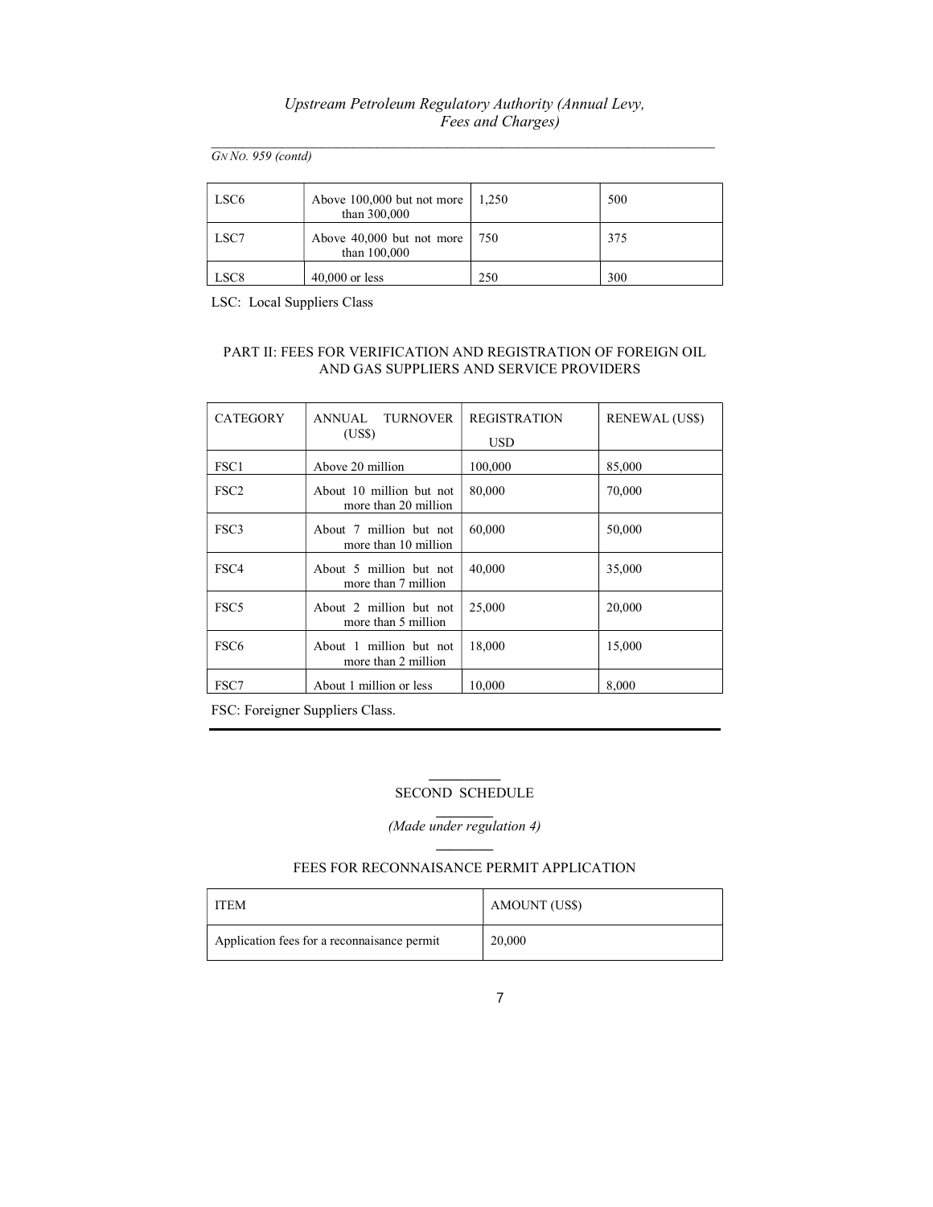*GN No. 959 (contd)*

| LSC6 | Above 100,000 but not more than 300,000 | 1,250 | 500 |
|---|---|---|---|
| LSC7 | Above 40,000 but not more than 100,000 | 750 | 375 |
| LSC8 | 40,000 or less | 250 | 300 |

LSC: Local Suppliers Class

PART II: FEES FOR VERIFICATION AND REGISTRATION OF FOREIGN OIL AND GAS SUPPLIERS AND SERVICE PROVIDERS

| CATEGORY | ANNUAL TURNOVER (US$) | REGISTRATION USD | RENEWAL (US$) |
|---|---|---|---|
| FSC1 | Above 20 million | 100,000 | 85,000 |
| FSC2 | About 10 million but not more than 20 million | 80,000 | 70,000 |
| FSC3 | About 7 million but not more than 10 million | 60,000 | 50,000 |
| FSC4 | About 5 million but not more than 7 million | 40,000 | 35,000 |
| FSC5 | About 2 million but not more than 5 million | 25,000 | 20,000 |
| FSC6 | About 1 million but not more than 2 million | 18,000 | 15,000 |
| FSC7 | About 1 million or less | 10,000 | 8,000 |

FSC: Foreigner Suppliers Class.

## SECOND SCHEDULE

*(Made under regulation 4)*

### FEES FOR RECONNAISANCE PERMIT APPLICATION

| ITEM | AMOUNT (US$) |
|---|---|
| Application fees for a reconnaisance permit | 20,000 |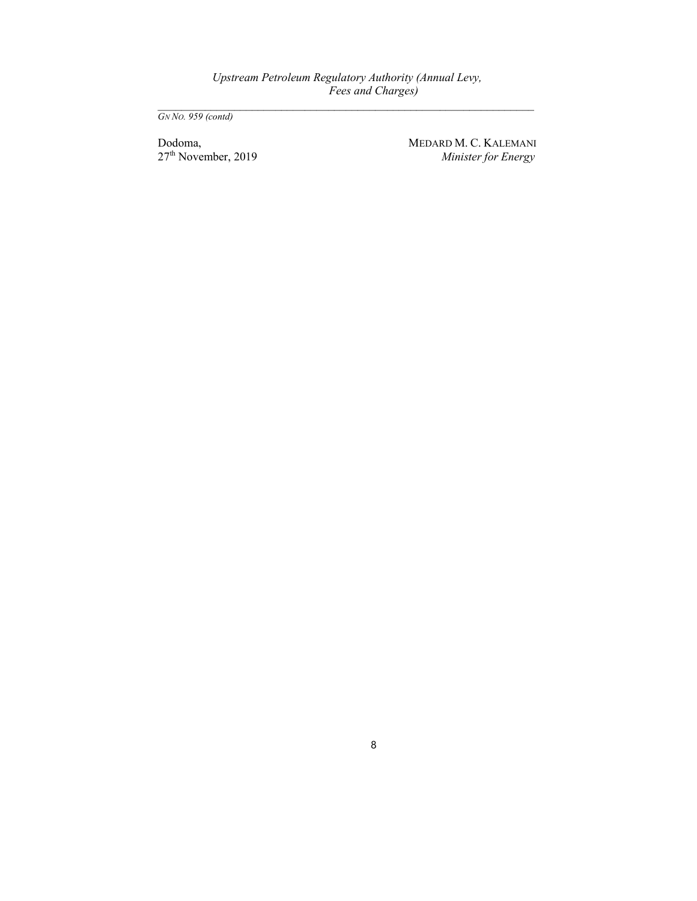Dodoma,
27th November, 2019

MEDARD M. C. KALEMANI
*Minister for Energy*